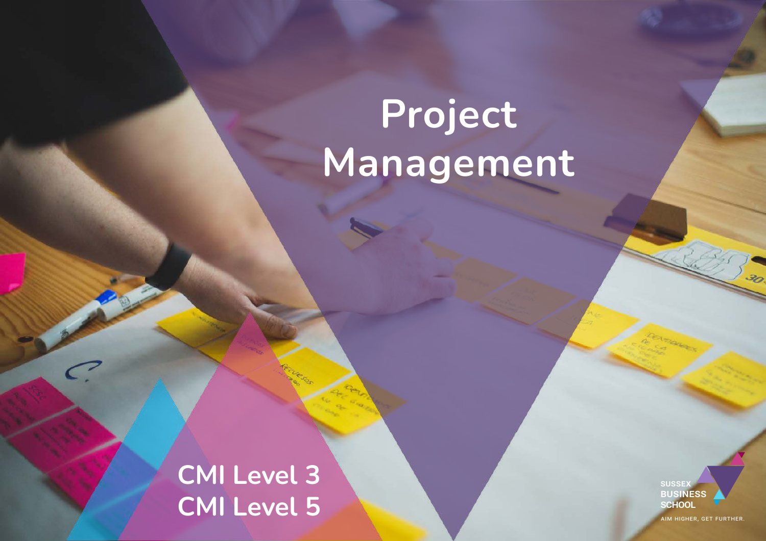# Project Management

CMI Level 3
CMI Level 5

SUSSEX BUSINESS SCHOOL

AIM HIGHER, GET FURTHER.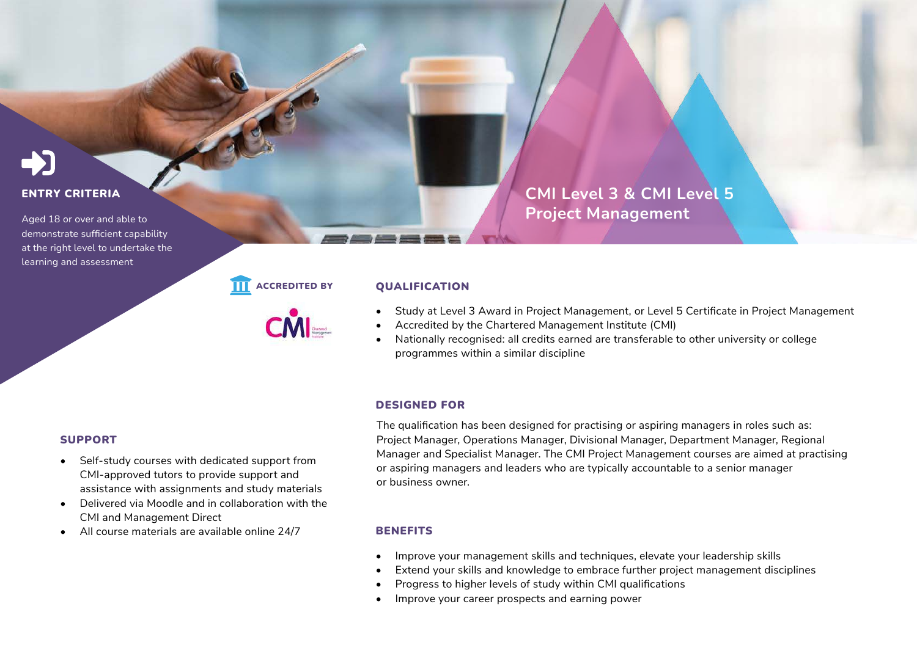# CMI Level 3 & CMI Level 5 Project Management

## ENTRY CRITERIA

Aged 18 or over and able to demonstrate sufficient capability at the right level to undertake the learning and assessment

**ACCREDITED BY**

CMI Chartered Management Institute

## QUALIFICATION

- Study at Level 3 Award in Project Management, or Level 5 Certificate in Project Management
- Accredited by the Chartered Management Institute (CMI)
- Nationally recognised: all credits earned are transferable to other university or college programmes within a similar discipline

## DESIGNED FOR

The qualification has been designed for practising or aspiring managers in roles such as: Project Manager, Operations Manager, Divisional Manager, Department Manager, Regional Manager and Specialist Manager. The CMI Project Management courses are aimed at practising or aspiring managers and leaders who are typically accountable to a senior manager or business owner.

## SUPPORT

- Self-study courses with dedicated support from CMI-approved tutors to provide support and assistance with assignments and study materials
- Delivered via Moodle and in collaboration with the CMI and Management Direct
- All course materials are available online 24/7

## BENEFITS

- Improve your management skills and techniques, elevate your leadership skills
- Extend your skills and knowledge to embrace further project management disciplines
- Progress to higher levels of study within CMI qualifications
- Improve your career prospects and earning power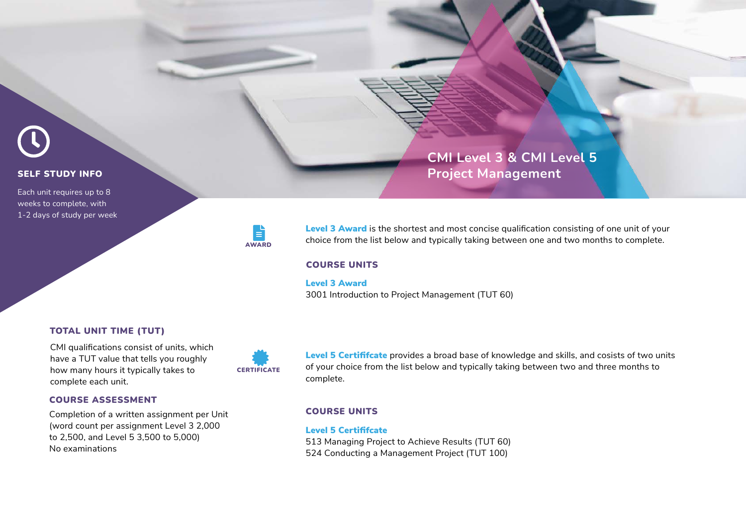# CMI Level 3 & CMI Level 5 Project Management

### SELF STUDY INFO

Each unit requires up to 8 weeks to complete, with 1-2 days of study per week

### TOTAL UNIT TIME (TUT)

CMI qualifications consist of units, which have a TUT value that tells you roughly how many hours it typically takes to complete each unit.

### COURSE ASSESSMENT

Completion of a written assignment per Unit (word count per assignment Level 3 2,000 to 2,500, and Level 5 3,500 to 5,000)
No examinations

AWARD

**Level 3 Award** is the shortest and most concise qualification consisting of one unit of your choice from the list below and typically taking between one and two months to complete.

### COURSE UNITS

**Level 3 Award**
3001 Introduction to Project Management (TUT 60)

CERTIFICATE

**Level 5 Certififcate** provides a broad base of knowledge and skills, and cosists of two units of your choice from the list below and typically taking between two and three months to complete.

### COURSE UNITS

**Level 5 Certififcate**
513 Managing Project to Achieve Results (TUT 60)
524 Conducting a Management Project (TUT 100)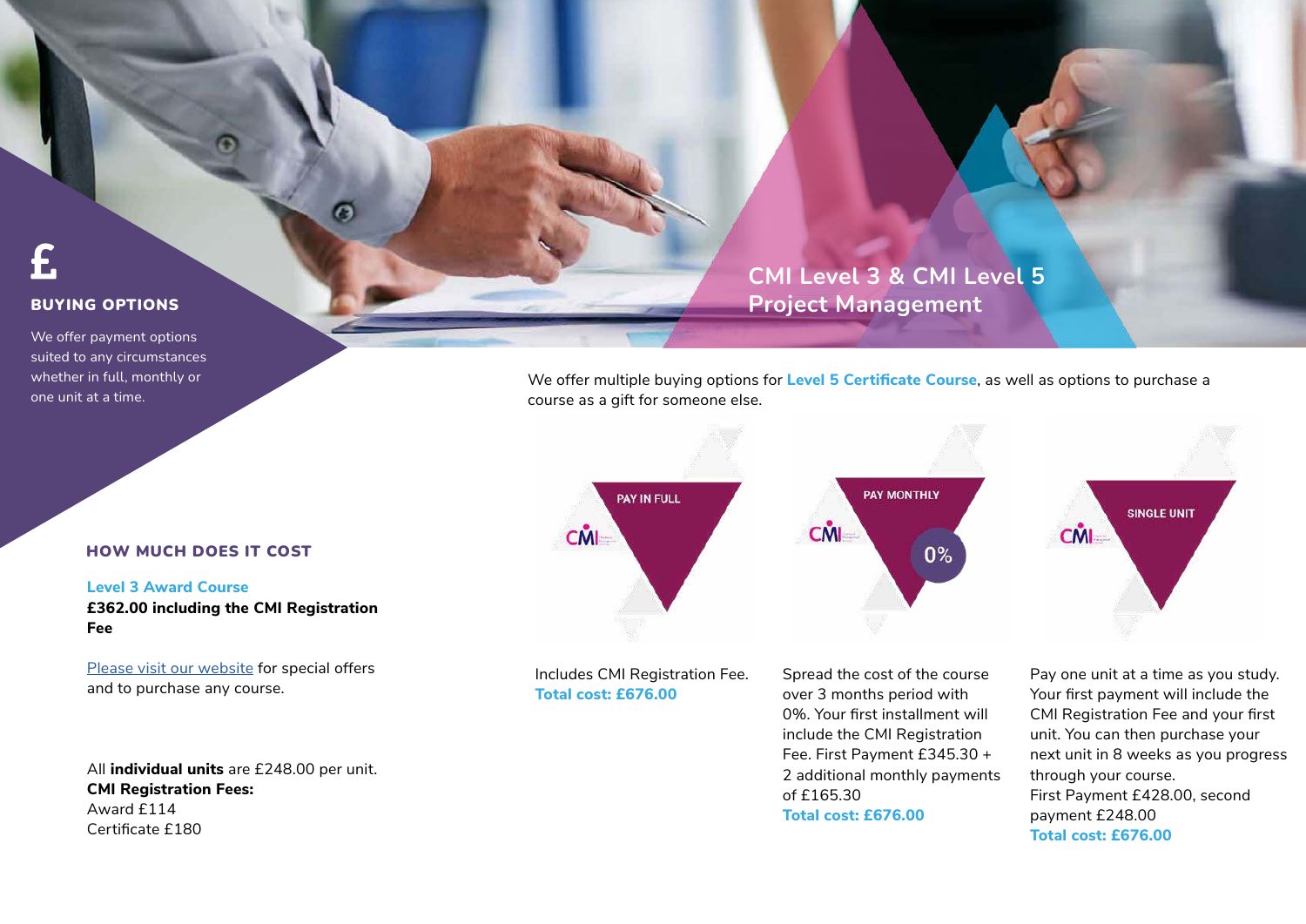£

## BUYING OPTIONS

We offer payment options suited to any circumstances whether in full, monthly or one unit at a time.

## CMI Level 3 & CMI Level 5 Project Management

### HOW MUCH DOES IT COST

**Level 3 Award Course**
**£362.00 including the CMI Registration Fee**

[Please visit our website] for special offers and to purchase any course.

All **individual units** are £248.00 per unit.
**CMI Registration Fees:**
Award £114
Certificate £180

We offer multiple buying options for **Level 5 Certificate Course**, as well as options to purchase a course as a gift for someone else.

**PAY IN FULL**

Includes CMI Registration Fee.
**Total cost: £676.00**

**PAY MONTHLY** 0%

Spread the cost of the course over 3 months period with 0%. Your first installment will include the CMI Registration Fee. First Payment £345.30 + 2 additional monthly payments of £165.30
**Total cost: £676.00**

**SINGLE UNIT**

Pay one unit at a time as you study. Your first payment will include the CMI Registration Fee and your first unit. You can then purchase your next unit in 8 weeks as you progress through your course.
First Payment £428.00, second payment £248.00
**Total cost: £676.00**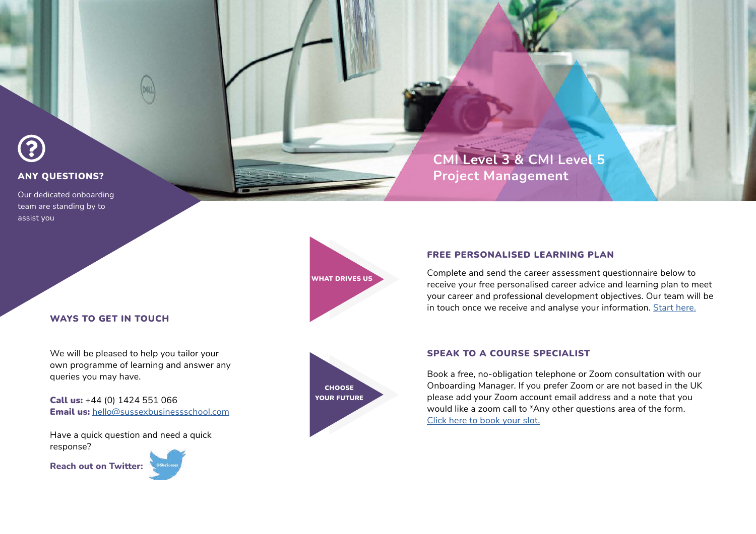# CMI Level 3 & CMI Level 5 Project Management

## ANY QUESTIONS?

Our dedicated onboarding team are standing by to assist you

### WAYS TO GET IN TOUCH

We will be pleased to help you tailor your own programme of learning and answer any queries you may have.

**Call us:** +44 (0) 1424 551 066
**Email us:** hello@sussexbusinessschool.com

Have a quick question and need a quick response?

**Reach out on Twitter:** @SbsSussex

WHAT DRIVES US

### FREE PERSONALISED LEARNING PLAN

Complete and send the career assessment questionnaire below to receive your free personalised career advice and learning plan to meet your career and professional development objectives. Our team will be in touch once we receive and analyse your information. Start here.

CHOOSE YOUR FUTURE

### SPEAK TO A COURSE SPECIALIST

Book a free, no-obligation telephone or Zoom consultation with our Onboarding Manager. If you prefer Zoom or are not based in the UK please add your Zoom account email address and a note that you would like a zoom call to *Any other questions area of the form. Click here to book your slot.